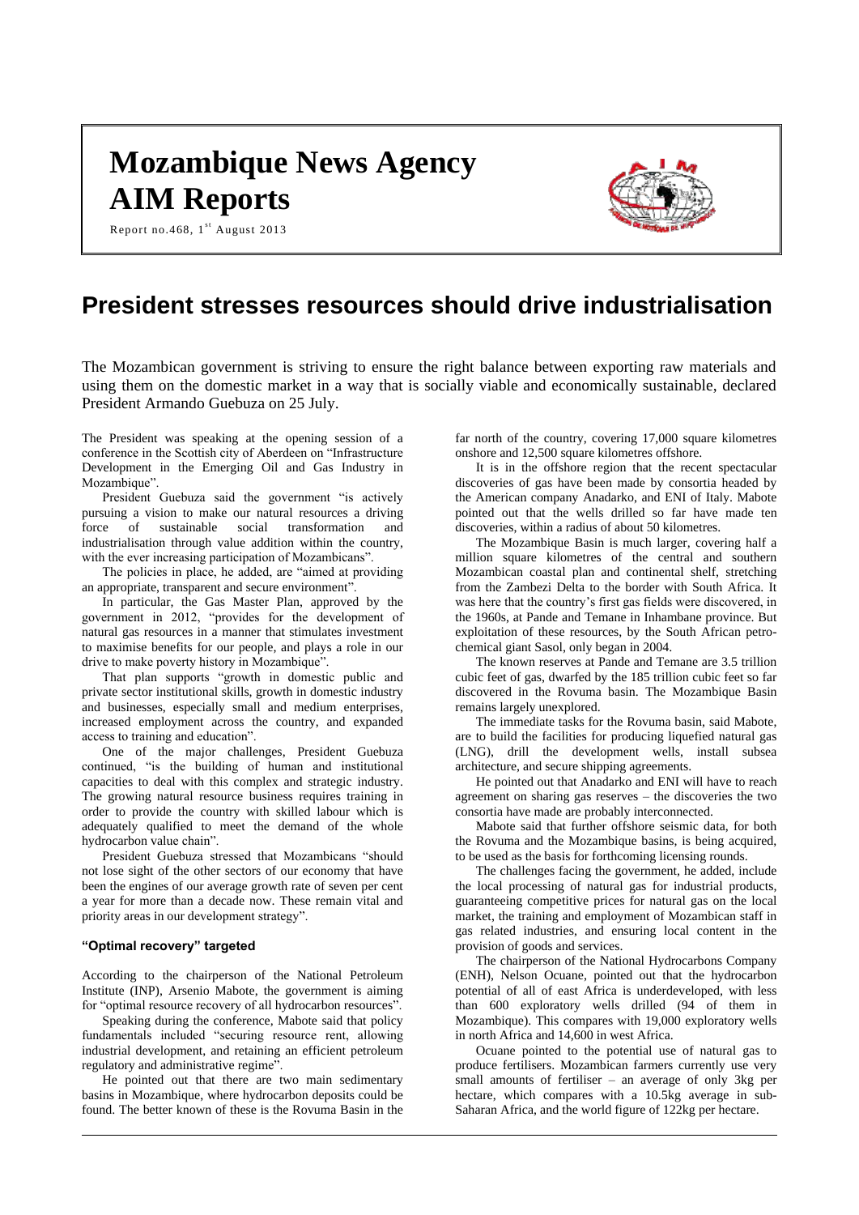# Mozambique News Agency
# AIM Reports

Report no.468, 1st August 2013

## President stresses resources should drive industrialisation

The Mozambican government is striving to ensure the right balance between exporting raw materials and using them on the domestic market in a way that is socially viable and economically sustainable, declared President Armando Guebuza on 25 July.

The President was speaking at the opening session of a conference in the Scottish city of Aberdeen on "Infrastructure Development in the Emerging Oil and Gas Industry in Mozambique".

President Guebuza said the government "is actively pursuing a vision to make our natural resources a driving force of sustainable social transformation and industrialisation through value addition within the country, with the ever increasing participation of Mozambicans".

The policies in place, he added, are "aimed at providing an appropriate, transparent and secure environment".

In particular, the Gas Master Plan, approved by the government in 2012, "provides for the development of natural gas resources in a manner that stimulates investment to maximise benefits for our people, and plays a role in our drive to make poverty history in Mozambique".

That plan supports "growth in domestic public and private sector institutional skills, growth in domestic industry and businesses, especially small and medium enterprises, increased employment across the country, and expanded access to training and education".

One of the major challenges, President Guebuza continued, "is the building of human and institutional capacities to deal with this complex and strategic industry. The growing natural resource business requires training in order to provide the country with skilled labour which is adequately qualified to meet the demand of the whole hydrocarbon value chain".

President Guebuza stressed that Mozambicans "should not lose sight of the other sectors of our economy that have been the engines of our average growth rate of seven per cent a year for more than a decade now. These remain vital and priority areas in our development strategy".

### "Optimal recovery" targeted

According to the chairperson of the National Petroleum Institute (INP), Arsenio Mabote, the government is aiming for "optimal resource recovery of all hydrocarbon resources".

Speaking during the conference, Mabote said that policy fundamentals included "securing resource rent, allowing industrial development, and retaining an efficient petroleum regulatory and administrative regime".

He pointed out that there are two main sedimentary basins in Mozambique, where hydrocarbon deposits could be found. The better known of these is the Rovuma Basin in the far north of the country, covering 17,000 square kilometres onshore and 12,500 square kilometres offshore.

It is in the offshore region that the recent spectacular discoveries of gas have been made by consortia headed by the American company Anadarko, and ENI of Italy. Mabote pointed out that the wells drilled so far have made ten discoveries, within a radius of about 50 kilometres.

The Mozambique Basin is much larger, covering half a million square kilometres of the central and southern Mozambican coastal plan and continental shelf, stretching from the Zambezi Delta to the border with South Africa. It was here that the country's first gas fields were discovered, in the 1960s, at Pande and Temane in Inhambane province. But exploitation of these resources, by the South African petro-chemical giant Sasol, only began in 2004.

The known reserves at Pande and Temane are 3.5 trillion cubic feet of gas, dwarfed by the 185 trillion cubic feet so far discovered in the Rovuma basin. The Mozambique Basin remains largely unexplored.

The immediate tasks for the Rovuma basin, said Mabote, are to build the facilities for producing liquefied natural gas (LNG), drill the development wells, install subsea architecture, and secure shipping agreements.

He pointed out that Anadarko and ENI will have to reach agreement on sharing gas reserves – the discoveries the two consortia have made are probably interconnected.

Mabote said that further offshore seismic data, for both the Rovuma and the Mozambique basins, is being acquired, to be used as the basis for forthcoming licensing rounds.

The challenges facing the government, he added, include the local processing of natural gas for industrial products, guaranteeing competitive prices for natural gas on the local market, the training and employment of Mozambican staff in gas related industries, and ensuring local content in the provision of goods and services.

The chairperson of the National Hydrocarbons Company (ENH), Nelson Ocuane, pointed out that the hydrocarbon potential of all of east Africa is underdeveloped, with less than 600 exploratory wells drilled (94 of them in Mozambique). This compares with 19,000 exploratory wells in north Africa and 14,600 in west Africa.

Ocuane pointed to the potential use of natural gas to produce fertilisers. Mozambican farmers currently use very small amounts of fertiliser – an average of only 3kg per hectare, which compares with a 10.5kg average in sub-Saharan Africa, and the world figure of 122kg per hectare.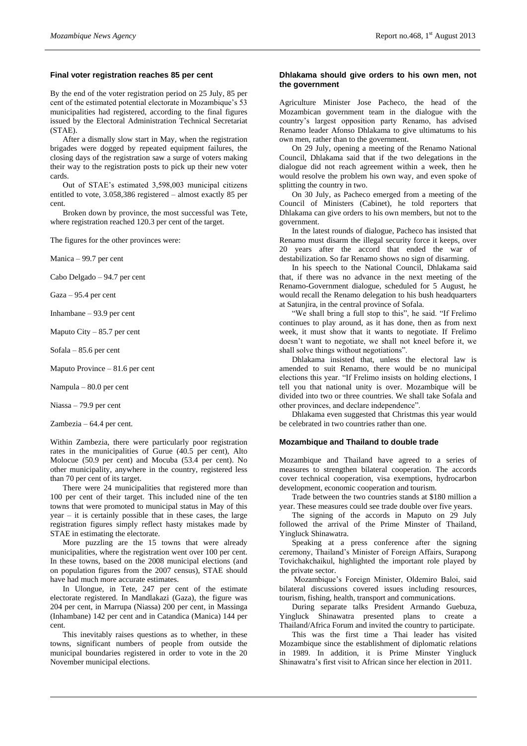## Final voter registration reaches 85 per cent

By the end of the voter registration period on 25 July, 85 per cent of the estimated potential electorate in Mozambique's 53 municipalities had registered, according to the final figures issued by the Electoral Administration Technical Secretariat (STAE).

After a dismally slow start in May, when the registration brigades were dogged by repeated equipment failures, the closing days of the registration saw a surge of voters making their way to the registration posts to pick up their new voter cards.

Out of STAE's estimated 3,598,003 municipal citizens entitled to vote, 3.058,386 registered – almost exactly 85 per cent.

Broken down by province, the most successful was Tete, where registration reached 120.3 per cent of the target.

The figures for the other provinces were:

Manica – 99.7 per cent

Cabo Delgado – 94.7 per cent

Gaza – 95.4 per cent

Inhambane – 93.9 per cent

Maputo City – 85.7 per cent

Sofala – 85.6 per cent

Maputo Province – 81.6 per cent

Nampula – 80.0 per cent

Niassa – 79.9 per cent

Zambezia – 64.4 per cent.

Within Zambezia, there were particularly poor registration rates in the municipalities of Gurue (40.5 per cent), Alto Molocue (50.9 per cent) and Mocuba (53.4 per cent). No other municipality, anywhere in the country, registered less than 70 per cent of its target.

There were 24 municipalities that registered more than 100 per cent of their target. This included nine of the ten towns that were promoted to municipal status in May of this year – it is certainly possible that in these cases, the large registration figures simply reflect hasty mistakes made by STAE in estimating the electorate.

More puzzling are the 15 towns that were already municipalities, where the registration went over 100 per cent. In these towns, based on the 2008 municipal elections (and on population figures from the 2007 census), STAE should have had much more accurate estimates.

In Ulongue, in Tete, 247 per cent of the estimate electorate registered. In Mandlakazi (Gaza), the figure was 204 per cent, in Marrupa (Niassa) 200 per cent, in Massinga (Inhambane) 142 per cent and in Catandica (Manica) 144 per cent.

This inevitably raises questions as to whether, in these towns, significant numbers of people from outside the municipal boundaries registered in order to vote in the 20 November municipal elections.

## Dhlakama should give orders to his own men, not the government

Agriculture Minister Jose Pacheco, the head of the Mozambican government team in the dialogue with the country's largest opposition party Renamo, has advised Renamo leader Afonso Dhlakama to give ultimatums to his own men, rather than to the government.

On 29 July, opening a meeting of the Renamo National Council, Dhlakama said that if the two delegations in the dialogue did not reach agreement within a week, then he would resolve the problem his own way, and even spoke of splitting the country in two.

On 30 July, as Pacheco emerged from a meeting of the Council of Ministers (Cabinet), he told reporters that Dhlakama can give orders to his own members, but not to the government.

In the latest rounds of dialogue, Pacheco has insisted that Renamo must disarm the illegal security force it keeps, over 20 years after the accord that ended the war of destabilization. So far Renamo shows no sign of disarming.

In his speech to the National Council, Dhlakama said that, if there was no advance in the next meeting of the Renamo-Government dialogue, scheduled for 5 August, he would recall the Renamo delegation to his bush headquarters at Satunjira, in the central province of Sofala.

"We shall bring a full stop to this", he said. "If Frelimo continues to play around, as it has done, then as from next week, it must show that it wants to negotiate. If Frelimo doesn't want to negotiate, we shall not kneel before it, we shall solve things without negotiations".

Dhlakama insisted that, unless the electoral law is amended to suit Renamo, there would be no municipal elections this year. "If Frelimo insists on holding elections, I tell you that national unity is over. Mozambique will be divided into two or three countries. We shall take Sofala and other provinces, and declare independence".

Dhlakama even suggested that Christmas this year would be celebrated in two countries rather than one.

## Mozambique and Thailand to double trade

Mozambique and Thailand have agreed to a series of measures to strengthen bilateral cooperation. The accords cover technical cooperation, visa exemptions, hydrocarbon development, economic cooperation and tourism.

Trade between the two countries stands at $180 million a year. These measures could see trade double over five years.

The signing of the accords in Maputo on 29 July followed the arrival of the Prime Minster of Thailand, Yingluck Shinawatra.

Speaking at a press conference after the signing ceremony, Thailand's Minister of Foreign Affairs, Surapong Tovichakchaikul, highlighted the important role played by the private sector.

Mozambique's Foreign Minister, Oldemiro Baloi, said bilateral discussions covered issues including resources, tourism, fishing, health, transport and communications.

During separate talks President Armando Guebuza, Yingluck Shinawatra presented plans to create a Thailand/Africa Forum and invited the country to participate.

This was the first time a Thai leader has visited Mozambique since the establishment of diplomatic relations in 1989. In addition, it is Prime Minster Yingluck Shinawatra's first visit to African since her election in 2011.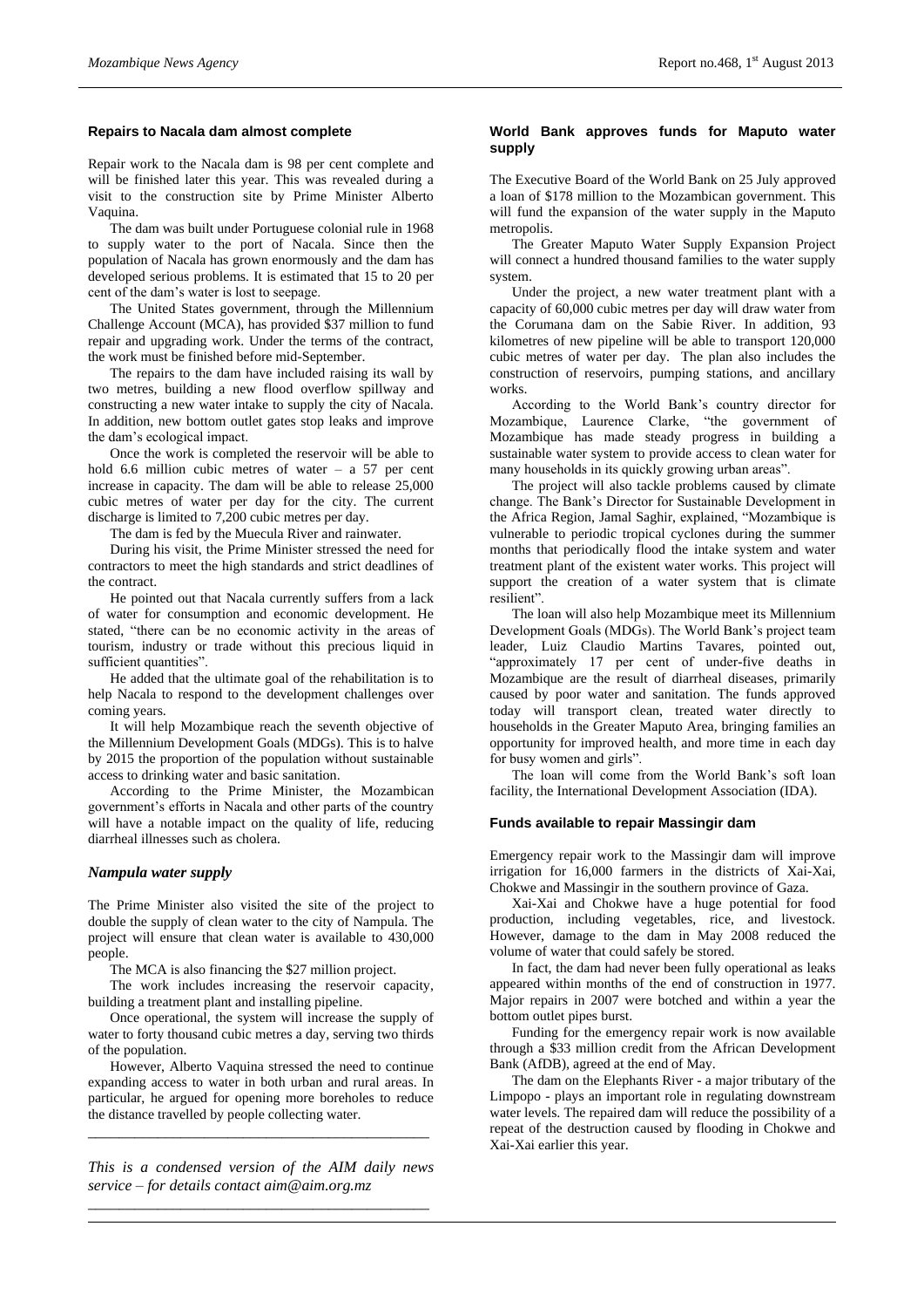## Repairs to Nacala dam almost complete

Repair work to the Nacala dam is 98 per cent complete and will be finished later this year. This was revealed during a visit to the construction site by Prime Minister Alberto Vaquina.

The dam was built under Portuguese colonial rule in 1968 to supply water to the port of Nacala. Since then the population of Nacala has grown enormously and the dam has developed serious problems. It is estimated that 15 to 20 per cent of the dam's water is lost to seepage.

The United States government, through the Millennium Challenge Account (MCA), has provided $37 million to fund repair and upgrading work. Under the terms of the contract, the work must be finished before mid-September.

The repairs to the dam have included raising its wall by two metres, building a new flood overflow spillway and constructing a new water intake to supply the city of Nacala. In addition, new bottom outlet gates stop leaks and improve the dam's ecological impact.

Once the work is completed the reservoir will be able to hold 6.6 million cubic metres of water – a 57 per cent increase in capacity. The dam will be able to release 25,000 cubic metres of water per day for the city. The current discharge is limited to 7,200 cubic metres per day.

The dam is fed by the Muecula River and rainwater.

During his visit, the Prime Minister stressed the need for contractors to meet the high standards and strict deadlines of the contract.

He pointed out that Nacala currently suffers from a lack of water for consumption and economic development. He stated, "there can be no economic activity in the areas of tourism, industry or trade without this precious liquid in sufficient quantities".

He added that the ultimate goal of the rehabilitation is to help Nacala to respond to the development challenges over coming years.

It will help Mozambique reach the seventh objective of the Millennium Development Goals (MDGs). This is to halve by 2015 the proportion of the population without sustainable access to drinking water and basic sanitation.

According to the Prime Minister, the Mozambican government's efforts in Nacala and other parts of the country will have a notable impact on the quality of life, reducing diarrheal illnesses such as cholera.

### *Nampula water supply*

The Prime Minister also visited the site of the project to double the supply of clean water to the city of Nampula. The project will ensure that clean water is available to 430,000 people.

The MCA is also financing the $27 million project.

The work includes increasing the reservoir capacity, building a treatment plant and installing pipeline.

Once operational, the system will increase the supply of water to forty thousand cubic metres a day, serving two thirds of the population.

However, Alberto Vaquina stressed the need to continue expanding access to water in both urban and rural areas. In particular, he argued for opening more boreholes to reduce the distance travelled by people collecting water.

---

*This is a condensed version of the AIM daily news service – for details contact aim@aim.org.mz*

---

## World Bank approves funds for Maputo water supply

The Executive Board of the World Bank on 25 July approved a loan of $178 million to the Mozambican government. This will fund the expansion of the water supply in the Maputo metropolis.

The Greater Maputo Water Supply Expansion Project will connect a hundred thousand families to the water supply system.

Under the project, a new water treatment plant with a capacity of 60,000 cubic metres per day will draw water from the Corumana dam on the Sabie River. In addition, 93 kilometres of new pipeline will be able to transport 120,000 cubic metres of water per day. The plan also includes the construction of reservoirs, pumping stations, and ancillary works.

According to the World Bank's country director for Mozambique, Laurence Clarke, "the government of Mozambique has made steady progress in building a sustainable water system to provide access to clean water for many households in its quickly growing urban areas".

The project will also tackle problems caused by climate change. The Bank's Director for Sustainable Development in the Africa Region, Jamal Saghir, explained, "Mozambique is vulnerable to periodic tropical cyclones during the summer months that periodically flood the intake system and water treatment plant of the existent water works. This project will support the creation of a water system that is climate resilient".

The loan will also help Mozambique meet its Millennium Development Goals (MDGs). The World Bank's project team leader, Luiz Claudio Martins Tavares, pointed out, "approximately 17 per cent of under-five deaths in Mozambique are the result of diarrheal diseases, primarily caused by poor water and sanitation. The funds approved today will transport clean, treated water directly to households in the Greater Maputo Area, bringing families an opportunity for improved health, and more time in each day for busy women and girls".

The loan will come from the World Bank's soft loan facility, the International Development Association (IDA).

## Funds available to repair Massingir dam

Emergency repair work to the Massingir dam will improve irrigation for 16,000 farmers in the districts of Xai-Xai, Chokwe and Massingir in the southern province of Gaza.

Xai-Xai and Chokwe have a huge potential for food production, including vegetables, rice, and livestock. However, damage to the dam in May 2008 reduced the volume of water that could safely be stored.

In fact, the dam had never been fully operational as leaks appeared within months of the end of construction in 1977. Major repairs in 2007 were botched and within a year the bottom outlet pipes burst.

Funding for the emergency repair work is now available through a $33 million credit from the African Development Bank (AfDB), agreed at the end of May.

The dam on the Elephants River - a major tributary of the Limpopo - plays an important role in regulating downstream water levels. The repaired dam will reduce the possibility of a repeat of the destruction caused by flooding in Chokwe and Xai-Xai earlier this year.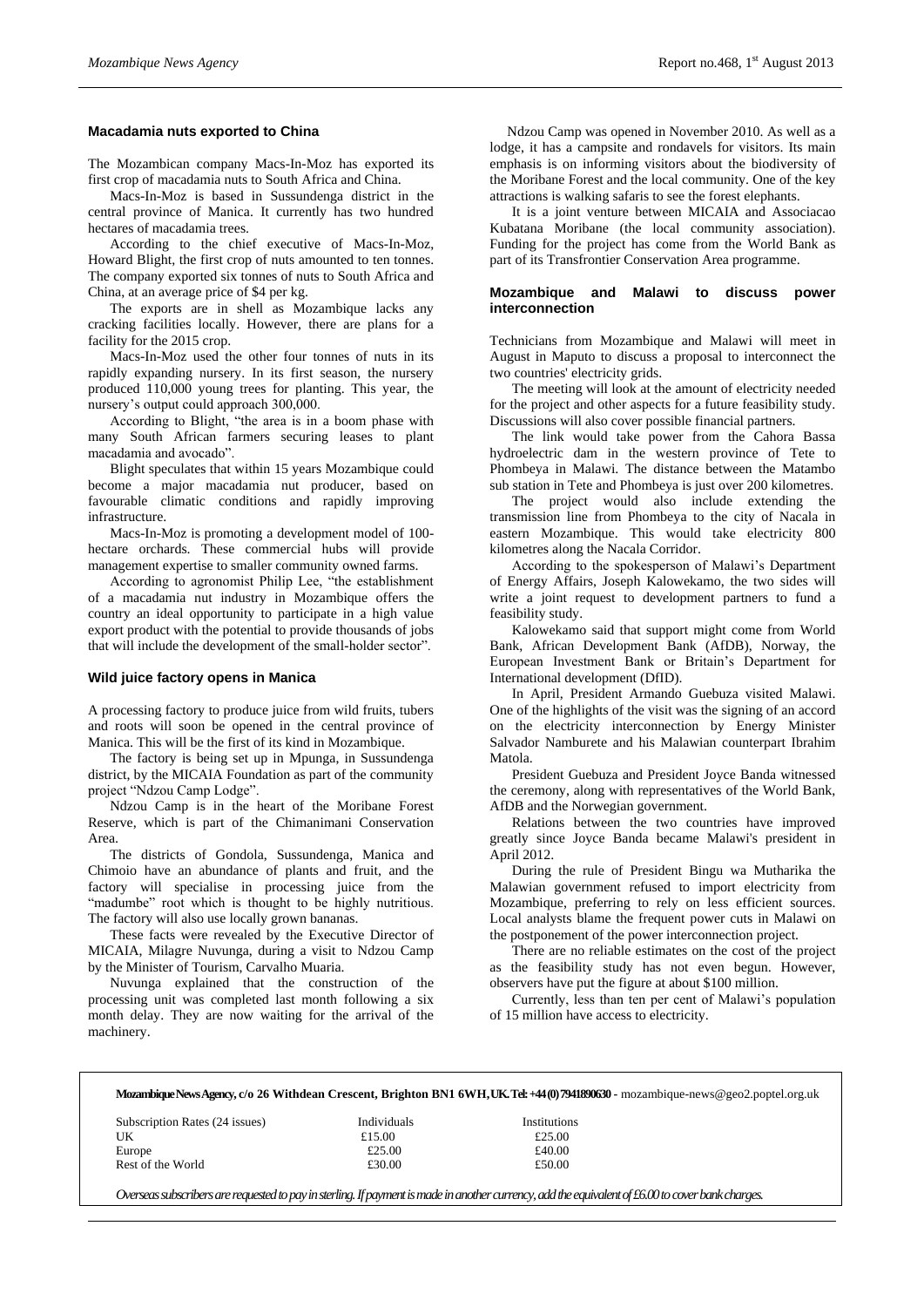## Macadamia nuts exported to China

The Mozambican company Macs-In-Moz has exported its first crop of macadamia nuts to South Africa and China.

Macs-In-Moz is based in Sussundenga district in the central province of Manica. It currently has two hundred hectares of macadamia trees.

According to the chief executive of Macs-In-Moz, Howard Blight, the first crop of nuts amounted to ten tonnes. The company exported six tonnes of nuts to South Africa and China, at an average price of $4 per kg.

The exports are in shell as Mozambique lacks any cracking facilities locally. However, there are plans for a facility for the 2015 crop.

Macs-In-Moz used the other four tonnes of nuts in its rapidly expanding nursery. In its first season, the nursery produced 110,000 young trees for planting. This year, the nursery's output could approach 300,000.

According to Blight, "the area is in a boom phase with many South African farmers securing leases to plant macadamia and avocado".

Blight speculates that within 15 years Mozambique could become a major macadamia nut producer, based on favourable climatic conditions and rapidly improving infrastructure.

Macs-In-Moz is promoting a development model of 100-hectare orchards. These commercial hubs will provide management expertise to smaller community owned farms.

According to agronomist Philip Lee, "the establishment of a macadamia nut industry in Mozambique offers the country an ideal opportunity to participate in a high value export product with the potential to provide thousands of jobs that will include the development of the small-holder sector".

## Wild juice factory opens in Manica

A processing factory to produce juice from wild fruits, tubers and roots will soon be opened in the central province of Manica. This will be the first of its kind in Mozambique.

The factory is being set up in Mpunga, in Sussundenga district, by the MICAIA Foundation as part of the community project "Ndzou Camp Lodge".

Ndzou Camp is in the heart of the Moribane Forest Reserve, which is part of the Chimanimani Conservation Area.

The districts of Gondola, Sussundenga, Manica and Chimoio have an abundance of plants and fruit, and the factory will specialise in processing juice from the "madumbe" root which is thought to be highly nutritious. The factory will also use locally grown bananas.

These facts were revealed by the Executive Director of MICAIA, Milagre Nuvunga, during a visit to Ndzou Camp by the Minister of Tourism, Carvalho Muaria.

Nuvunga explained that the construction of the processing unit was completed last month following a six month delay. They are now waiting for the arrival of the machinery.

Ndzou Camp was opened in November 2010. As well as a lodge, it has a campsite and rondavels for visitors. Its main emphasis is on informing visitors about the biodiversity of the Moribane Forest and the local community. One of the key attractions is walking safaris to see the forest elephants.

It is a joint venture between MICAIA and Associacao Kubatana Moribane (the local community association). Funding for the project has come from the World Bank as part of its Transfrontier Conservation Area programme.

## Mozambique and Malawi to discuss power interconnection

Technicians from Mozambique and Malawi will meet in August in Maputo to discuss a proposal to interconnect the two countries' electricity grids.

The meeting will look at the amount of electricity needed for the project and other aspects for a future feasibility study. Discussions will also cover possible financial partners.

The link would take power from the Cahora Bassa hydroelectric dam in the western province of Tete to Phombeya in Malawi. The distance between the Matambo sub station in Tete and Phombeya is just over 200 kilometres.

The project would also include extending the transmission line from Phombeya to the city of Nacala in eastern Mozambique. This would take electricity 800 kilometres along the Nacala Corridor.

According to the spokesperson of Malawi's Department of Energy Affairs, Joseph Kalowekamo, the two sides will write a joint request to development partners to fund a feasibility study.

Kalowekamo said that support might come from World Bank, African Development Bank (AfDB), Norway, the European Investment Bank or Britain's Department for International development (DfID).

In April, President Armando Guebuza visited Malawi. One of the highlights of the visit was the signing of an accord on the electricity interconnection by Energy Minister Salvador Namburete and his Malawian counterpart Ibrahim Matola.

President Guebuza and President Joyce Banda witnessed the ceremony, along with representatives of the World Bank, AfDB and the Norwegian government.

Relations between the two countries have improved greatly since Joyce Banda became Malawi's president in April 2012.

During the rule of President Bingu wa Mutharika the Malawian government refused to import electricity from Mozambique, preferring to rely on less efficient sources. Local analysts blame the frequent power cuts in Malawi on the postponement of the power interconnection project.

There are no reliable estimates on the cost of the project as the feasibility study has not even begun. However, observers have put the figure at about $100 million.

Currently, less than ten per cent of Malawi's population of 15 million have access to electricity.

**Mozambique News Agency, c/o 26 Withdean Crescent, Brighton BN1 6WH, UK. Tel: +44 (0) 7941890630 -** mozambique-news@geo2.poptel.org.uk

| Subscription Rates (24 issues) | Individuals | Institutions |
|---|---|---|
| UK | £15.00 | £25.00 |
| Europe | £25.00 | £40.00 |
| Rest of the World | £30.00 | £50.00 |

*Overseas subscribers are requested to pay in sterling. If payment is made in another currency, add the equivalent of £6.00 to cover bank charges.*